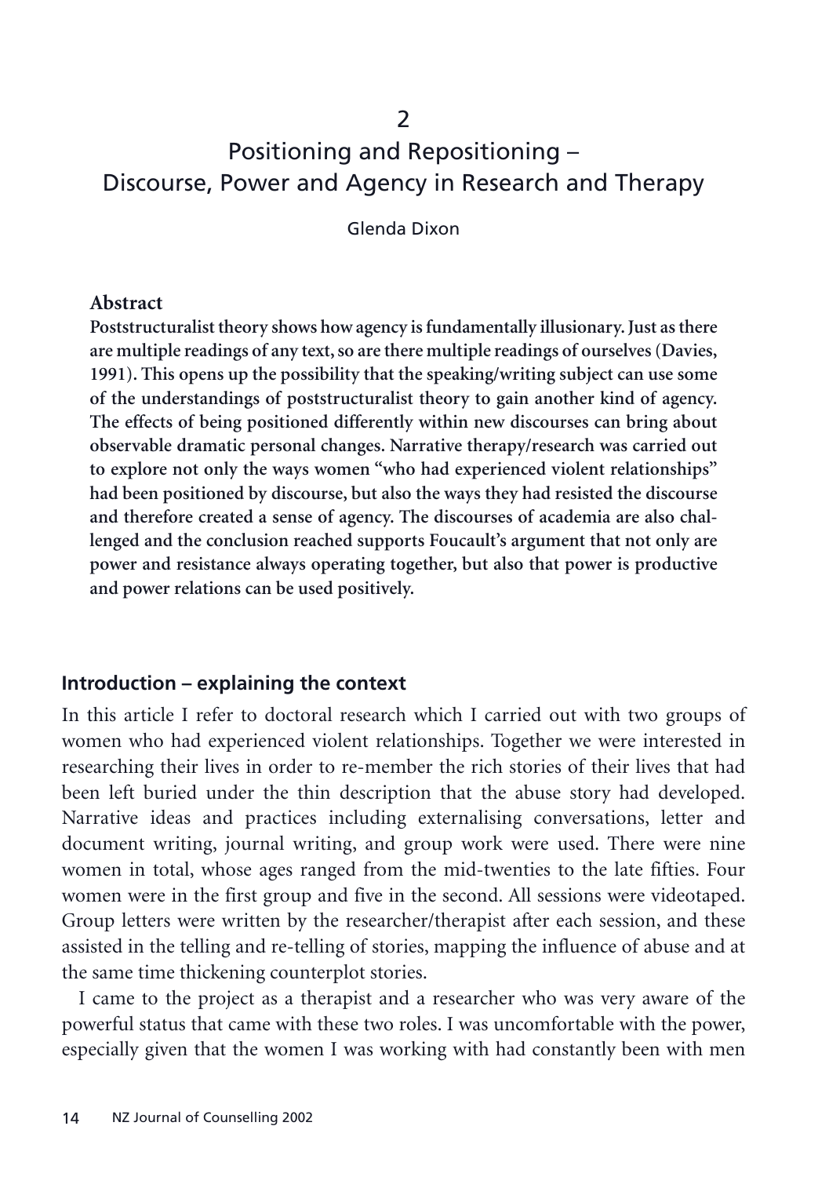# 2

# Positioning and Repositioning – Discourse, Power and Agency in Research and Therapy

Glenda Dixon

**Abstract**

**Poststructuralist theory shows how agency is fundamentally illusionary. Just as there are multiple readings of any text, so are there multiple readings of ourselves (Davies, 1991). This opens up the possibility that the speaking/writing subject can use some of the understandings of poststructuralist theory to gain another kind of agency. The effects of being positioned differently within new discourses can bring about observable dramatic personal changes. Narrative therapy/research was carried out to explore not only the ways women "who had experienced violent relationships" had been positioned by discourse, but also the ways they had resisted the discourse and therefore created a sense of agency. The discourses of academia are also challenged and the conclusion reached supports Foucault's argument that not only are power and resistance always operating together, but also that power is productive and power relations can be used positively.**

## Introduction – explaining the context

In this article I refer to doctoral research which I carried out with two groups of women who had experienced violent relationships. Together we were interested in researching their lives in order to re-member the rich stories of their lives that had been left buried under the thin description that the abuse story had developed. Narrative ideas and practices including externalising conversations, letter and document writing, journal writing, and group work were used. There were nine women in total, whose ages ranged from the mid-twenties to the late fifties. Four women were in the first group and five in the second. All sessions were videotaped. Group letters were written by the researcher/therapist after each session, and these assisted in the telling and re-telling of stories, mapping the influence of abuse and at the same time thickening counterplot stories.

I came to the project as a therapist and a researcher who was very aware of the powerful status that came with these two roles. I was uncomfortable with the power, especially given that the women I was working with had constantly been with men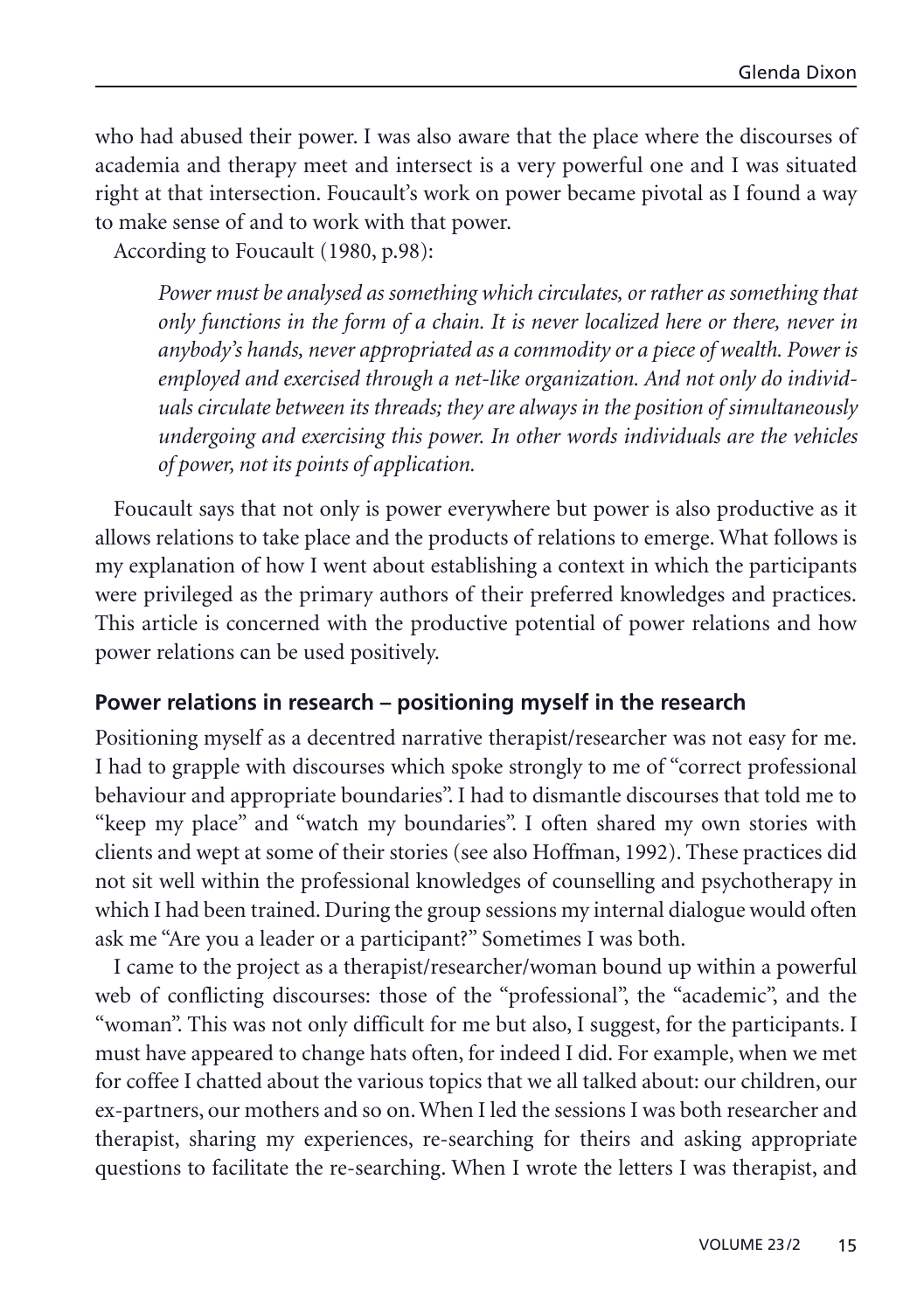who had abused their power. I was also aware that the place where the discourses of academia and therapy meet and intersect is a very powerful one and I was situated right at that intersection. Foucault's work on power became pivotal as I found a way to make sense of and to work with that power.

According to Foucault (1980, p.98):

> *Power must be analysed as something which circulates, or rather as something that only functions in the form of a chain. It is never localized here or there, never in anybody's hands, never appropriated as a commodity or a piece of wealth. Power is employed and exercised through a net-like organization. And not only do individuals circulate between its threads; they are always in the position of simultaneously undergoing and exercising this power. In other words individuals are the vehicles of power, not its points of application.*

Foucault says that not only is power everywhere but power is also productive as it allows relations to take place and the products of relations to emerge. What follows is my explanation of how I went about establishing a context in which the participants were privileged as the primary authors of their preferred knowledges and practices. This article is concerned with the productive potential of power relations and how power relations can be used positively.

## Power relations in research – positioning myself in the research

Positioning myself as a decentred narrative therapist/researcher was not easy for me. I had to grapple with discourses which spoke strongly to me of "correct professional behaviour and appropriate boundaries". I had to dismantle discourses that told me to "keep my place" and "watch my boundaries". I often shared my own stories with clients and wept at some of their stories (see also Hoffman, 1992). These practices did not sit well within the professional knowledges of counselling and psychotherapy in which I had been trained. During the group sessions my internal dialogue would often ask me "Are you a leader or a participant?" Sometimes I was both.

I came to the project as a therapist/researcher/woman bound up within a powerful web of conflicting discourses: those of the "professional", the "academic", and the "woman". This was not only difficult for me but also, I suggest, for the participants. I must have appeared to change hats often, for indeed I did. For example, when we met for coffee I chatted about the various topics that we all talked about: our children, our ex-partners, our mothers and so on. When I led the sessions I was both researcher and therapist, sharing my experiences, re-searching for theirs and asking appropriate questions to facilitate the re-searching. When I wrote the letters I was therapist, and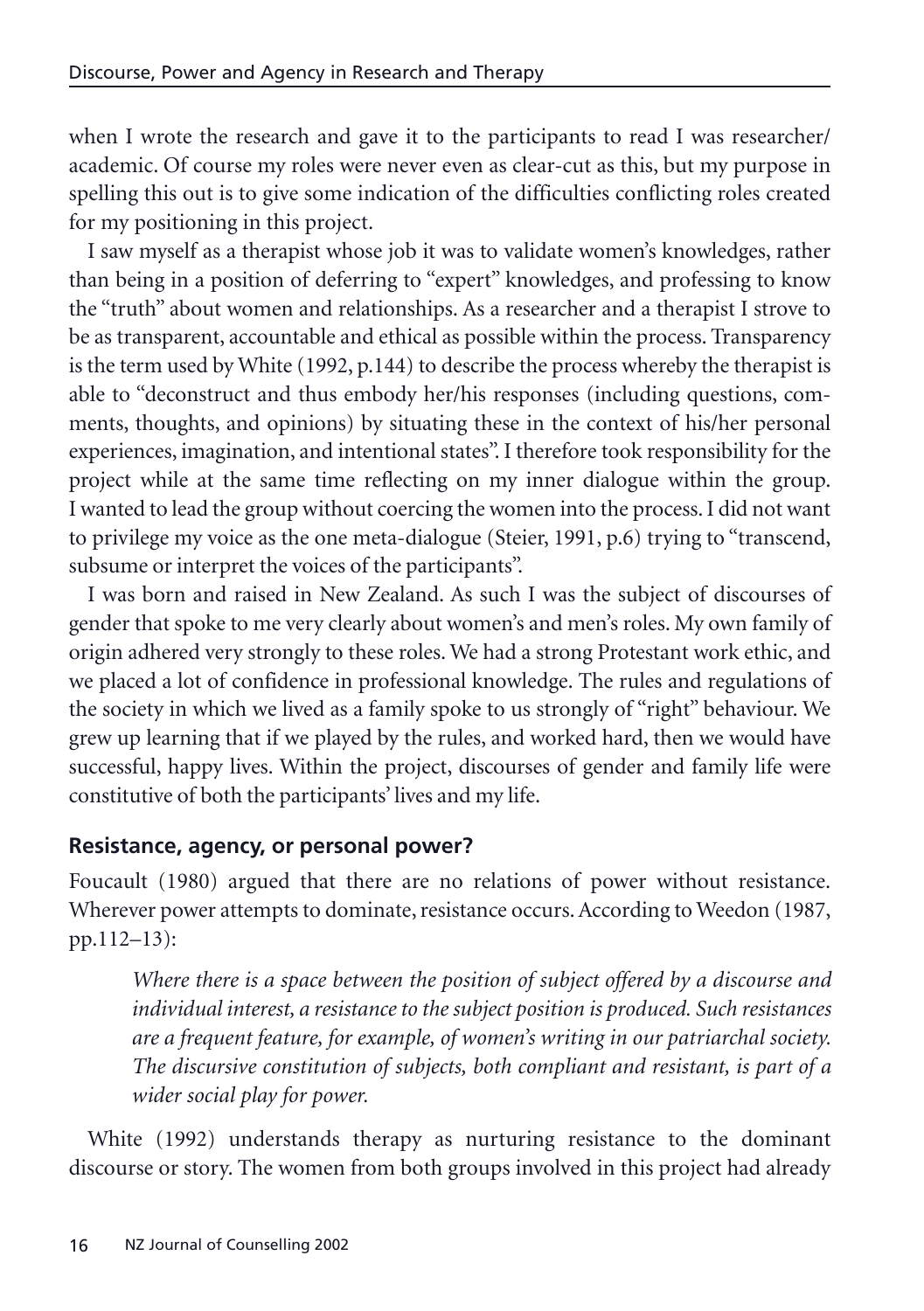when I wrote the research and gave it to the participants to read I was researcher/ academic. Of course my roles were never even as clear-cut as this, but my purpose in spelling this out is to give some indication of the difficulties conflicting roles created for my positioning in this project.

I saw myself as a therapist whose job it was to validate women's knowledges, rather than being in a position of deferring to "expert" knowledges, and professing to know the "truth" about women and relationships. As a researcher and a therapist I strove to be as transparent, accountable and ethical as possible within the process. Transparency is the term used by White (1992, p.144) to describe the process whereby the therapist is able to "deconstruct and thus embody her/his responses (including questions, comments, thoughts, and opinions) by situating these in the context of his/her personal experiences, imagination, and intentional states". I therefore took responsibility for the project while at the same time reflecting on my inner dialogue within the group. I wanted to lead the group without coercing the women into the process. I did not want to privilege my voice as the one meta-dialogue (Steier, 1991, p.6) trying to "transcend, subsume or interpret the voices of the participants".

I was born and raised in New Zealand. As such I was the subject of discourses of gender that spoke to me very clearly about women's and men's roles. My own family of origin adhered very strongly to these roles. We had a strong Protestant work ethic, and we placed a lot of confidence in professional knowledge. The rules and regulations of the society in which we lived as a family spoke to us strongly of "right" behaviour. We grew up learning that if we played by the rules, and worked hard, then we would have successful, happy lives. Within the project, discourses of gender and family life were constitutive of both the participants' lives and my life.

## Resistance, agency, or personal power?

Foucault (1980) argued that there are no relations of power without resistance. Wherever power attempts to dominate, resistance occurs. According to Weedon (1987, pp.112–13):

> *Where there is a space between the position of subject offered by a discourse and individual interest, a resistance to the subject position is produced. Such resistances are a frequent feature, for example, of women's writing in our patriarchal society. The discursive constitution of subjects, both compliant and resistant, is part of a wider social play for power.*

White (1992) understands therapy as nurturing resistance to the dominant discourse or story. The women from both groups involved in this project had already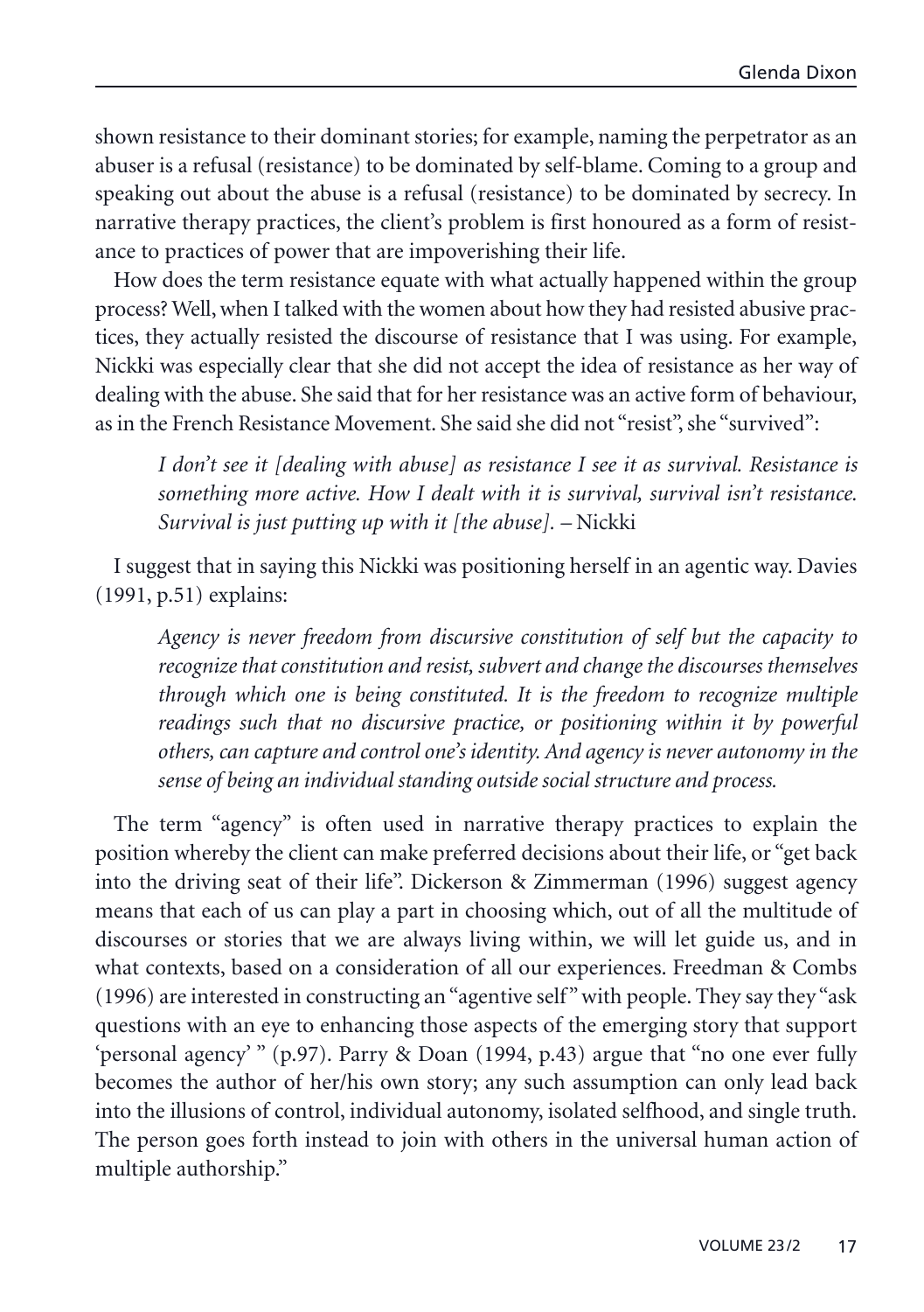shown resistance to their dominant stories; for example, naming the perpetrator as an abuser is a refusal (resistance) to be dominated by self-blame. Coming to a group and speaking out about the abuse is a refusal (resistance) to be dominated by secrecy. In narrative therapy practices, the client's problem is first honoured as a form of resistance to practices of power that are impoverishing their life.

How does the term resistance equate with what actually happened within the group process? Well, when I talked with the women about how they had resisted abusive practices, they actually resisted the discourse of resistance that I was using. For example, Nickki was especially clear that she did not accept the idea of resistance as her way of dealing with the abuse. She said that for her resistance was an active form of behaviour, as in the French Resistance Movement. She said she did not "resist", she "survived":

> *I don't see it [dealing with abuse] as resistance I see it as survival. Resistance is something more active. How I dealt with it is survival, survival isn't resistance. Survival is just putting up with it [the abuse].* – Nickki

I suggest that in saying this Nickki was positioning herself in an agentic way. Davies (1991, p.51) explains:

> *Agency is never freedom from discursive constitution of self but the capacity to recognize that constitution and resist, subvert and change the discourses themselves through which one is being constituted. It is the freedom to recognize multiple readings such that no discursive practice, or positioning within it by powerful others, can capture and control one's identity. And agency is never autonomy in the sense of being an individual standing outside social structure and process.*

The term "agency" is often used in narrative therapy practices to explain the position whereby the client can make preferred decisions about their life, or "get back into the driving seat of their life". Dickerson & Zimmerman (1996) suggest agency means that each of us can play a part in choosing which, out of all the multitude of discourses or stories that we are always living within, we will let guide us, and in what contexts, based on a consideration of all our experiences. Freedman & Combs (1996) are interested in constructing an "agentive self" with people. They say they "ask questions with an eye to enhancing those aspects of the emerging story that support 'personal agency' " (p.97). Parry & Doan (1994, p.43) argue that "no one ever fully becomes the author of her/his own story; any such assumption can only lead back into the illusions of control, individual autonomy, isolated selfhood, and single truth. The person goes forth instead to join with others in the universal human action of multiple authorship."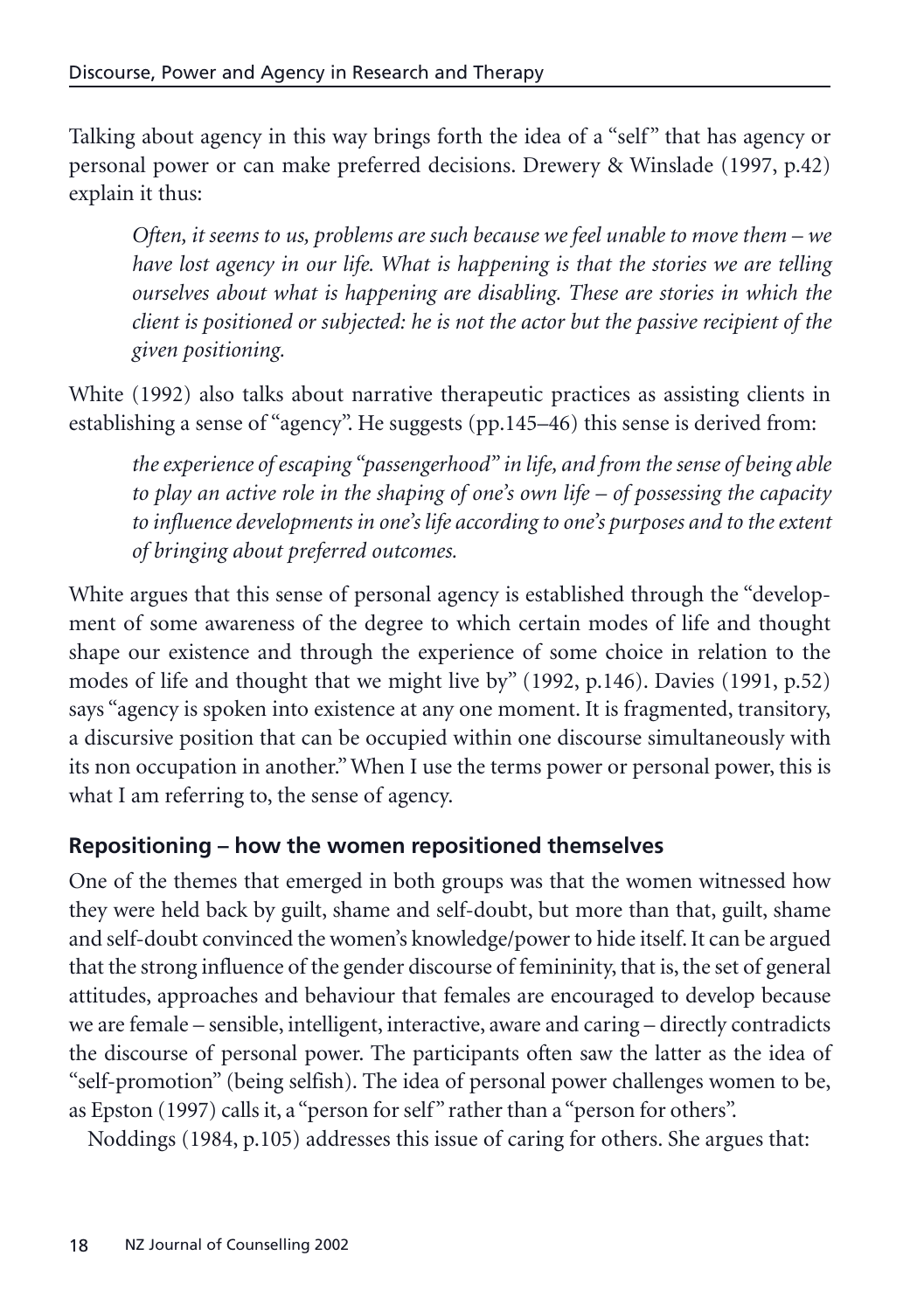Talking about agency in this way brings forth the idea of a "self" that has agency or personal power or can make preferred decisions. Drewery & Winslade (1997, p.42) explain it thus:

> *Often, it seems to us, problems are such because we feel unable to move them – we have lost agency in our life. What is happening is that the stories we are telling ourselves about what is happening are disabling. These are stories in which the client is positioned or subjected: he is not the actor but the passive recipient of the given positioning.*

White (1992) also talks about narrative therapeutic practices as assisting clients in establishing a sense of "agency". He suggests (pp.145–46) this sense is derived from:

> *the experience of escaping "passengerhood" in life, and from the sense of being able to play an active role in the shaping of one's own life – of possessing the capacity to influence developments in one's life according to one's purposes and to the extent of bringing about preferred outcomes.*

White argues that this sense of personal agency is established through the "development of some awareness of the degree to which certain modes of life and thought shape our existence and through the experience of some choice in relation to the modes of life and thought that we might live by" (1992, p.146). Davies (1991, p.52) says "agency is spoken into existence at any one moment. It is fragmented, transitory, a discursive position that can be occupied within one discourse simultaneously with its non occupation in another." When I use the terms power or personal power, this is what I am referring to, the sense of agency.

## Repositioning – how the women repositioned themselves

One of the themes that emerged in both groups was that the women witnessed how they were held back by guilt, shame and self-doubt, but more than that, guilt, shame and self-doubt convinced the women's knowledge/power to hide itself. It can be argued that the strong influence of the gender discourse of femininity, that is, the set of general attitudes, approaches and behaviour that females are encouraged to develop because we are female – sensible, intelligent, interactive, aware and caring – directly contradicts the discourse of personal power. The participants often saw the latter as the idea of "self-promotion" (being selfish). The idea of personal power challenges women to be, as Epston (1997) calls it, a "person for self" rather than a "person for others".

Noddings (1984, p.105) addresses this issue of caring for others. She argues that: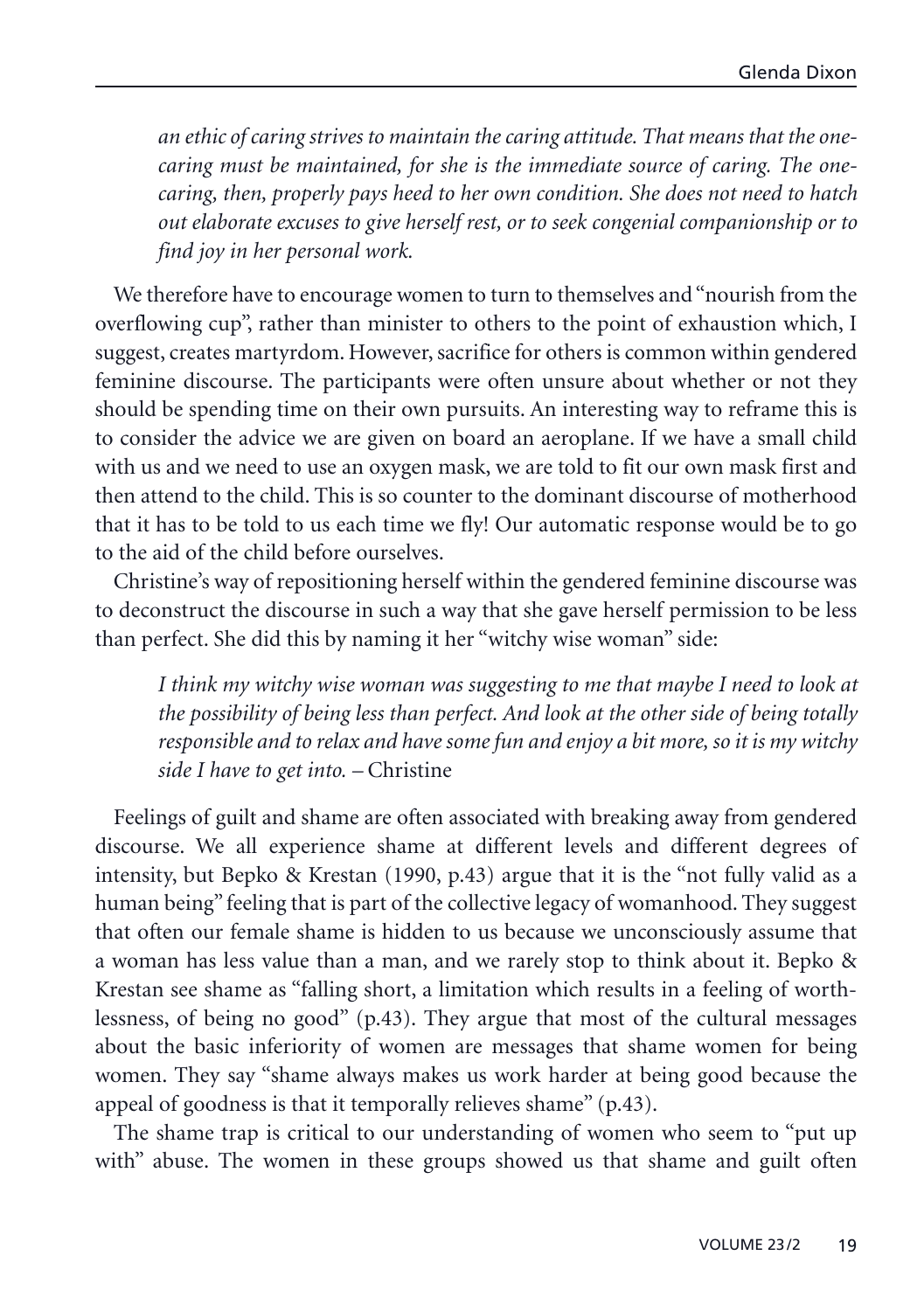*an ethic of caring strives to maintain the caring attitude. That means that the one-caring must be maintained, for she is the immediate source of caring. The one-caring, then, properly pays heed to her own condition. She does not need to hatch out elaborate excuses to give herself rest, or to seek congenial companionship or to find joy in her personal work.*

We therefore have to encourage women to turn to themselves and "nourish from the overflowing cup", rather than minister to others to the point of exhaustion which, I suggest, creates martyrdom. However, sacrifice for others is common within gendered feminine discourse. The participants were often unsure about whether or not they should be spending time on their own pursuits. An interesting way to reframe this is to consider the advice we are given on board an aeroplane. If we have a small child with us and we need to use an oxygen mask, we are told to fit our own mask first and then attend to the child. This is so counter to the dominant discourse of motherhood that it has to be told to us each time we fly! Our automatic response would be to go to the aid of the child before ourselves.

Christine's way of repositioning herself within the gendered feminine discourse was to deconstruct the discourse in such a way that she gave herself permission to be less than perfect. She did this by naming it her "witchy wise woman" side:

*I think my witchy wise woman was suggesting to me that maybe I need to look at the possibility of being less than perfect. And look at the other side of being totally responsible and to relax and have some fun and enjoy a bit more, so it is my witchy side I have to get into.* – Christine

Feelings of guilt and shame are often associated with breaking away from gendered discourse. We all experience shame at different levels and different degrees of intensity, but Bepko & Krestan (1990, p.43) argue that it is the "not fully valid as a human being" feeling that is part of the collective legacy of womanhood. They suggest that often our female shame is hidden to us because we unconsciously assume that a woman has less value than a man, and we rarely stop to think about it. Bepko & Krestan see shame as "falling short, a limitation which results in a feeling of worthlessness, of being no good" (p.43). They argue that most of the cultural messages about the basic inferiority of women are messages that shame women for being women. They say "shame always makes us work harder at being good because the appeal of goodness is that it temporally relieves shame" (p.43).

The shame trap is critical to our understanding of women who seem to "put up with" abuse. The women in these groups showed us that shame and guilt often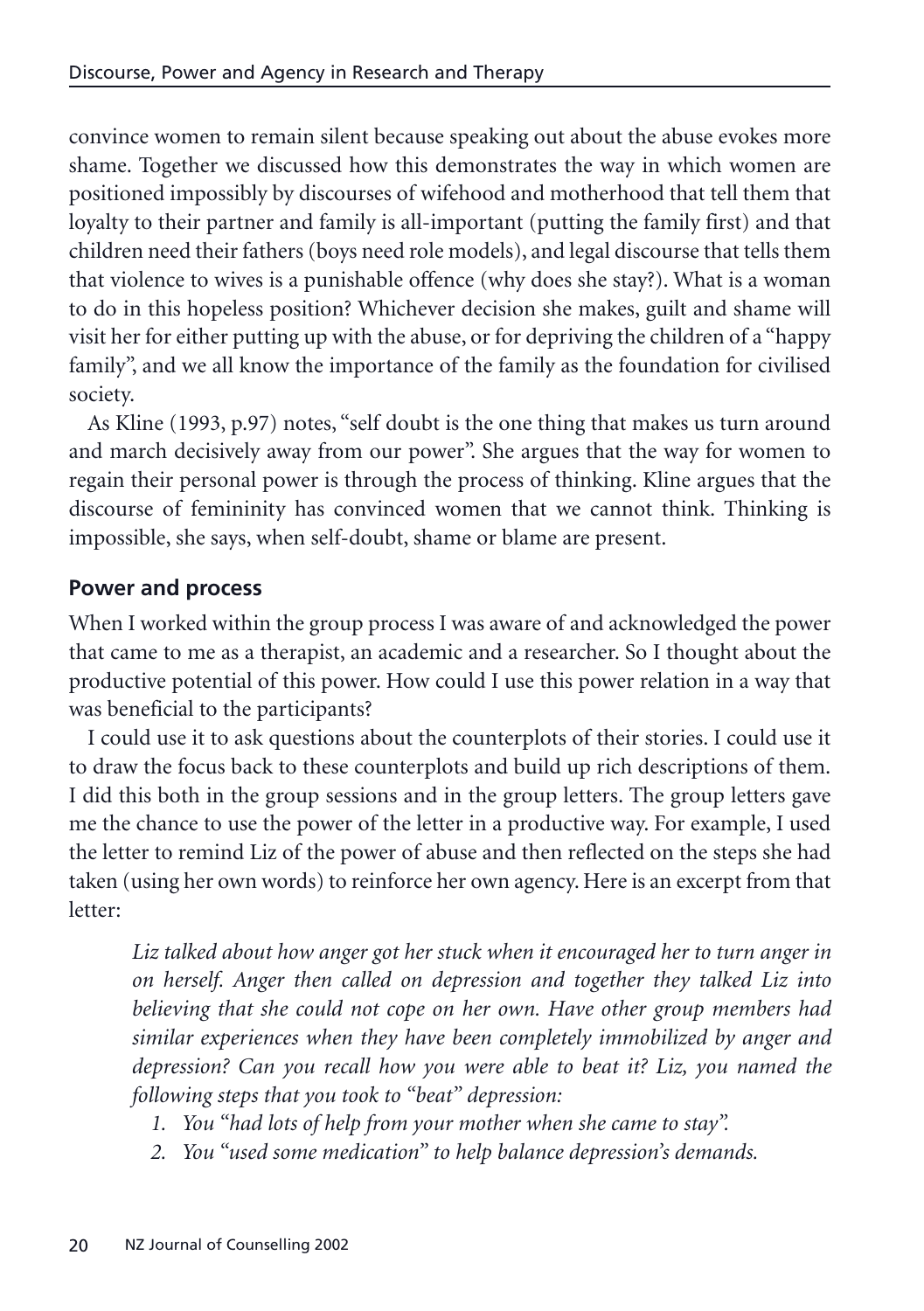convince women to remain silent because speaking out about the abuse evokes more shame. Together we discussed how this demonstrates the way in which women are positioned impossibly by discourses of wifehood and motherhood that tell them that loyalty to their partner and family is all-important (putting the family first) and that children need their fathers (boys need role models), and legal discourse that tells them that violence to wives is a punishable offence (why does she stay?). What is a woman to do in this hopeless position? Whichever decision she makes, guilt and shame will visit her for either putting up with the abuse, or for depriving the children of a "happy family", and we all know the importance of the family as the foundation for civilised society.

As Kline (1993, p.97) notes, "self doubt is the one thing that makes us turn around and march decisively away from our power". She argues that the way for women to regain their personal power is through the process of thinking. Kline argues that the discourse of femininity has convinced women that we cannot think. Thinking is impossible, she says, when self-doubt, shame or blame are present.

## Power and process

When I worked within the group process I was aware of and acknowledged the power that came to me as a therapist, an academic and a researcher. So I thought about the productive potential of this power. How could I use this power relation in a way that was beneficial to the participants?

I could use it to ask questions about the counterplots of their stories. I could use it to draw the focus back to these counterplots and build up rich descriptions of them. I did this both in the group sessions and in the group letters. The group letters gave me the chance to use the power of the letter in a productive way. For example, I used the letter to remind Liz of the power of abuse and then reflected on the steps she had taken (using her own words) to reinforce her own agency. Here is an excerpt from that letter:

> *Liz talked about how anger got her stuck when it encouraged her to turn anger in on herself. Anger then called on depression and together they talked Liz into believing that she could not cope on her own. Have other group members had similar experiences when they have been completely immobilized by anger and depression? Can you recall how you were able to beat it? Liz, you named the following steps that you took to "beat" depression:*
>
> 1. *You "had lots of help from your mother when she came to stay".*
> 2. *You "used some medication" to help balance depression's demands.*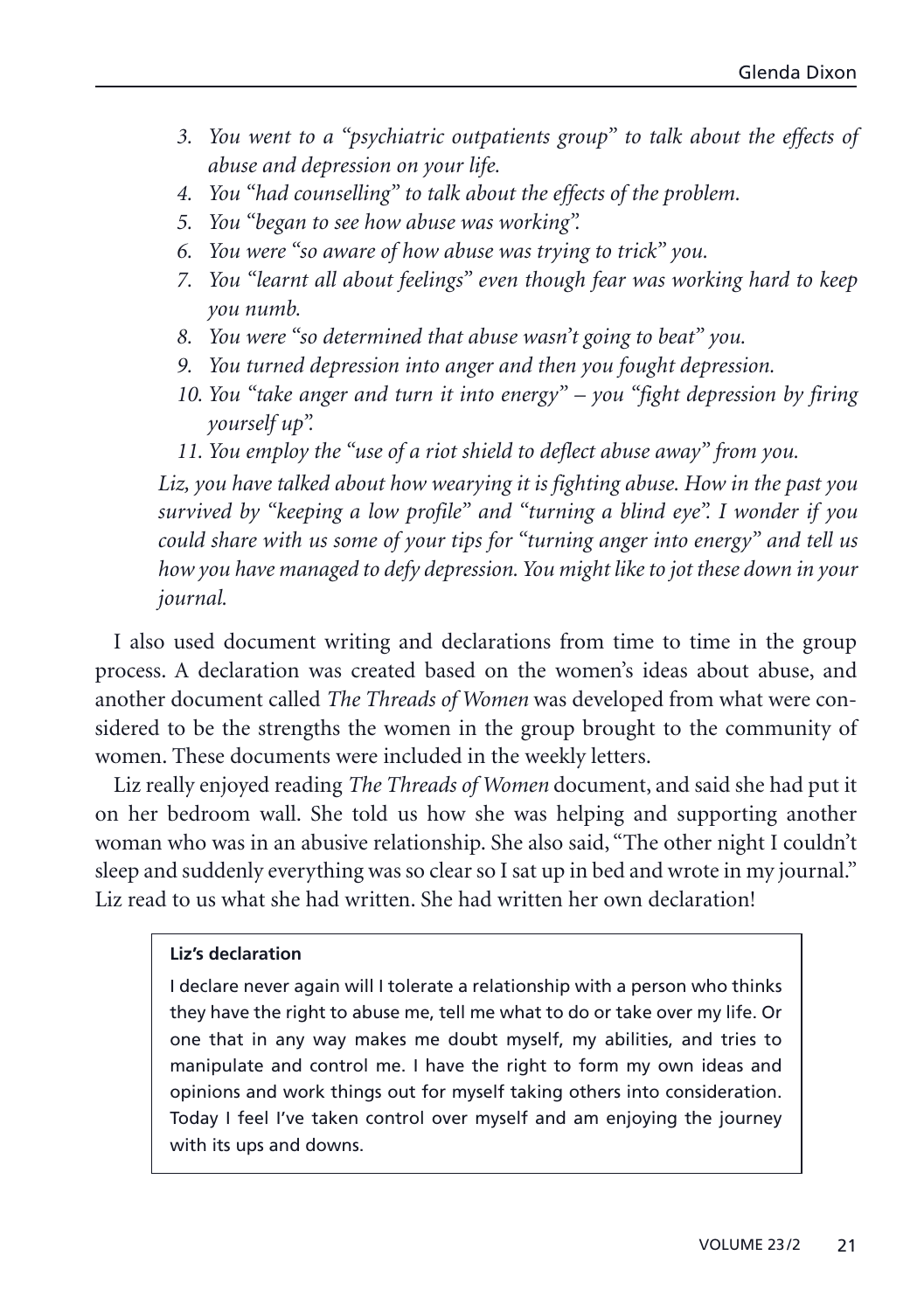3. *You went to a "psychiatric outpatients group" to talk about the effects of abuse and depression on your life.*
4. *You "had counselling" to talk about the effects of the problem.*
5. *You "began to see how abuse was working".*
6. *You were "so aware of how abuse was trying to trick" you.*
7. *You "learnt all about feelings" even though fear was working hard to keep you numb.*
8. *You were "so determined that abuse wasn't going to beat" you.*
9. *You turned depression into anger and then you fought depression.*
10. *You "take anger and turn it into energy" – you "fight depression by firing yourself up".*
11. *You employ the "use of a riot shield to deflect abuse away" from you.*

*Liz, you have talked about how wearying it is fighting abuse. How in the past you survived by "keeping a low profile" and "turning a blind eye". I wonder if you could share with us some of your tips for "turning anger into energy" and tell us how you have managed to defy depression. You might like to jot these down in your journal.*

I also used document writing and declarations from time to time in the group process. A declaration was created based on the women's ideas about abuse, and another document called *The Threads of Women* was developed from what were considered to be the strengths the women in the group brought to the community of women. These documents were included in the weekly letters.

Liz really enjoyed reading *The Threads of Women* document, and said she had put it on her bedroom wall. She told us how she was helping and supporting another woman who was in an abusive relationship. She also said, "The other night I couldn't sleep and suddenly everything was so clear so I sat up in bed and wrote in my journal." Liz read to us what she had written. She had written her own declaration!

**Liz's declaration**

I declare never again will I tolerate a relationship with a person who thinks they have the right to abuse me, tell me what to do or take over my life. Or one that in any way makes me doubt myself, my abilities, and tries to manipulate and control me. I have the right to form my own ideas and opinions and work things out for myself taking others into consideration. Today I feel I've taken control over myself and am enjoying the journey with its ups and downs.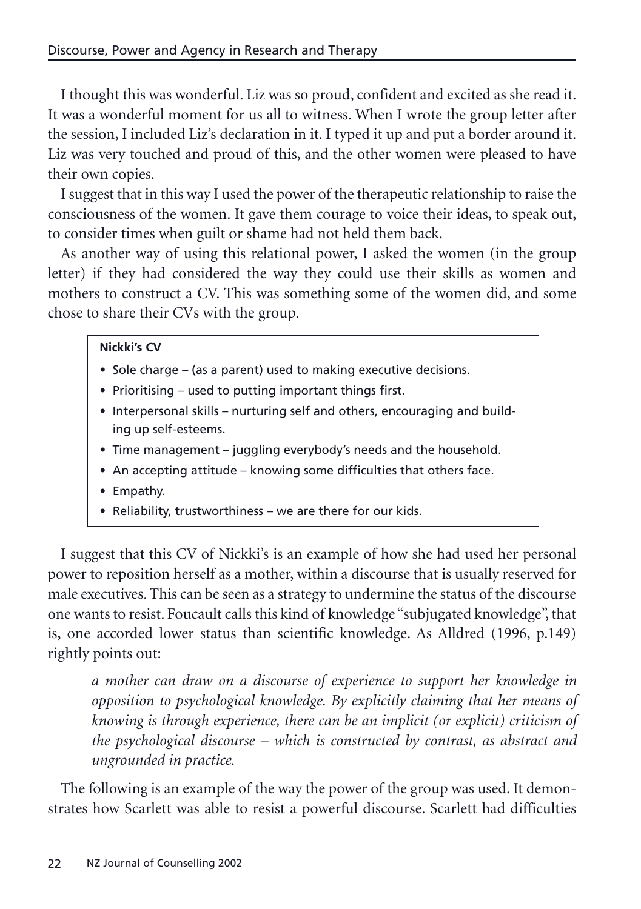I thought this was wonderful. Liz was so proud, confident and excited as she read it. It was a wonderful moment for us all to witness. When I wrote the group letter after the session, I included Liz's declaration in it. I typed it up and put a border around it. Liz was very touched and proud of this, and the other women were pleased to have their own copies.

I suggest that in this way I used the power of the therapeutic relationship to raise the consciousness of the women. It gave them courage to voice their ideas, to speak out, to consider times when guilt or shame had not held them back.

As another way of using this relational power, I asked the women (in the group letter) if they had considered the way they could use their skills as women and mothers to construct a CV. This was something some of the women did, and some chose to share their CVs with the group.

**Nickki's CV**

- Sole charge – (as a parent) used to making executive decisions.
- Prioritising – used to putting important things first.
- Interpersonal skills – nurturing self and others, encouraging and building up self-esteems.
- Time management – juggling everybody's needs and the household.
- An accepting attitude – knowing some difficulties that others face.
- Empathy.
- Reliability, trustworthiness – we are there for our kids.

I suggest that this CV of Nickki's is an example of how she had used her personal power to reposition herself as a mother, within a discourse that is usually reserved for male executives. This can be seen as a strategy to undermine the status of the discourse one wants to resist. Foucault calls this kind of knowledge "subjugated knowledge", that is, one accorded lower status than scientific knowledge. As Alldred (1996, p.149) rightly points out:

> *a mother can draw on a discourse of experience to support her knowledge in opposition to psychological knowledge. By explicitly claiming that her means of knowing is through experience, there can be an implicit (or explicit) criticism of the psychological discourse – which is constructed by contrast, as abstract and ungrounded in practice.*

The following is an example of the way the power of the group was used. It demonstrates how Scarlett was able to resist a powerful discourse. Scarlett had difficulties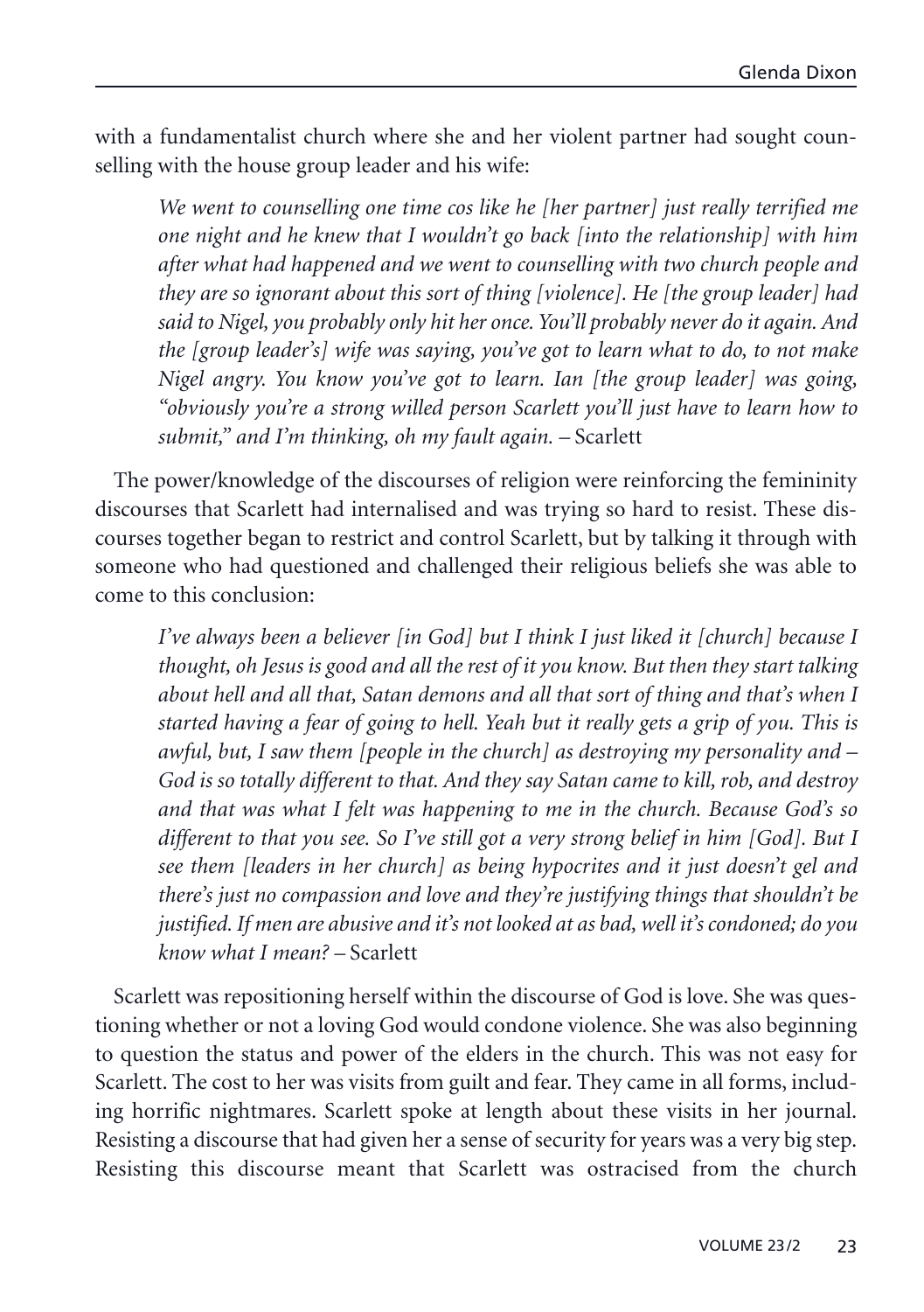with a fundamentalist church where she and her violent partner had sought counselling with the house group leader and his wife:

> *We went to counselling one time cos like he [her partner] just really terrified me one night and he knew that I wouldn't go back [into the relationship] with him after what had happened and we went to counselling with two church people and they are so ignorant about this sort of thing [violence]. He [the group leader] had said to Nigel, you probably only hit her once. You'll probably never do it again. And the [group leader's] wife was saying, you've got to learn what to do, to not make Nigel angry. You know you've got to learn. Ian [the group leader] was going, "obviously you're a strong willed person Scarlett you'll just have to learn how to submit," and I'm thinking, oh my fault again.* – Scarlett

The power/knowledge of the discourses of religion were reinforcing the femininity discourses that Scarlett had internalised and was trying so hard to resist. These discourses together began to restrict and control Scarlett, but by talking it through with someone who had questioned and challenged their religious beliefs she was able to come to this conclusion:

> *I've always been a believer [in God] but I think I just liked it [church] because I thought, oh Jesus is good and all the rest of it you know. But then they start talking about hell and all that, Satan demons and all that sort of thing and that's when I started having a fear of going to hell. Yeah but it really gets a grip of you. This is awful, but, I saw them [people in the church] as destroying my personality and – God is so totally different to that. And they say Satan came to kill, rob, and destroy and that was what I felt was happening to me in the church. Because God's so different to that you see. So I've still got a very strong belief in him [God]. But I see them [leaders in her church] as being hypocrites and it just doesn't gel and there's just no compassion and love and they're justifying things that shouldn't be justified. If men are abusive and it's not looked at as bad, well it's condoned; do you know what I mean?* – Scarlett

Scarlett was repositioning herself within the discourse of God is love. She was questioning whether or not a loving God would condone violence. She was also beginning to question the status and power of the elders in the church. This was not easy for Scarlett. The cost to her was visits from guilt and fear. They came in all forms, including horrific nightmares. Scarlett spoke at length about these visits in her journal. Resisting a discourse that had given her a sense of security for years was a very big step. Resisting this discourse meant that Scarlett was ostracised from the church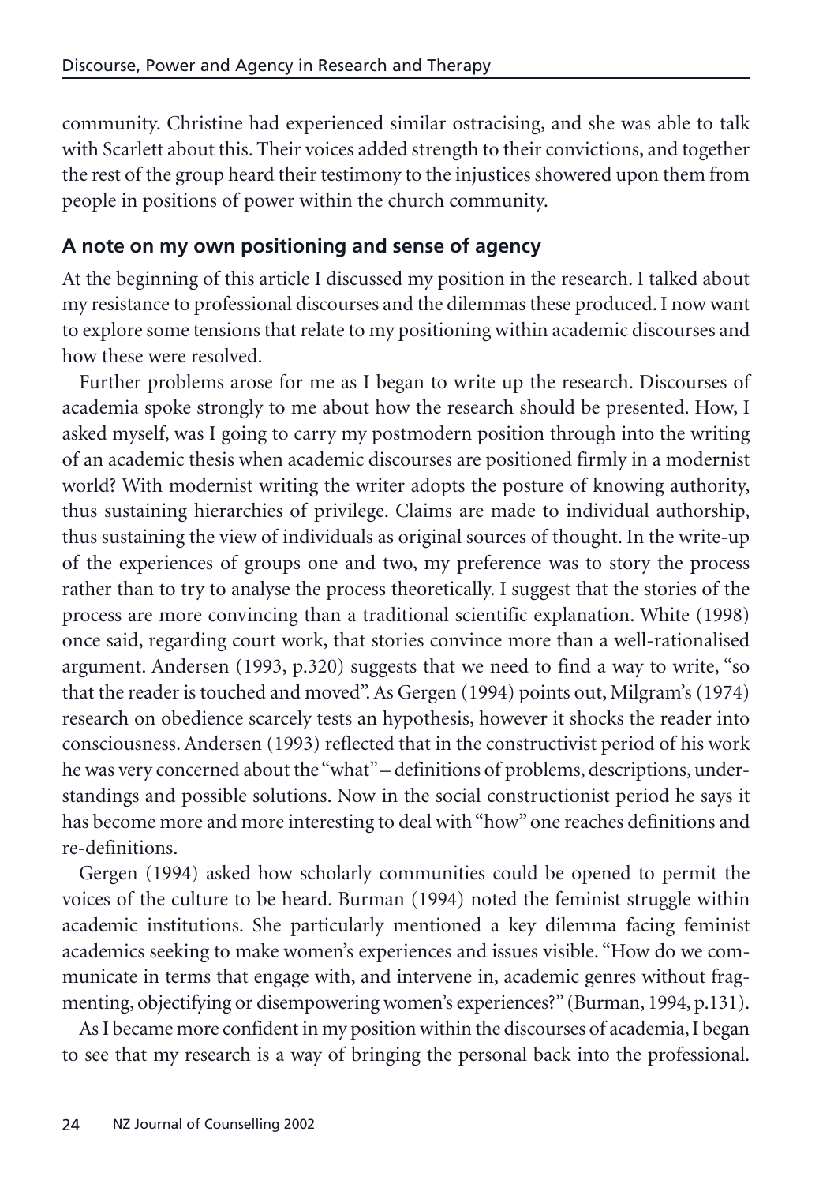community. Christine had experienced similar ostracising, and she was able to talk with Scarlett about this. Their voices added strength to their convictions, and together the rest of the group heard their testimony to the injustices showered upon them from people in positions of power within the church community.

### A note on my own positioning and sense of agency

At the beginning of this article I discussed my position in the research. I talked about my resistance to professional discourses and the dilemmas these produced. I now want to explore some tensions that relate to my positioning within academic discourses and how these were resolved.

Further problems arose for me as I began to write up the research. Discourses of academia spoke strongly to me about how the research should be presented. How, I asked myself, was I going to carry my postmodern position through into the writing of an academic thesis when academic discourses are positioned firmly in a modernist world? With modernist writing the writer adopts the posture of knowing authority, thus sustaining hierarchies of privilege. Claims are made to individual authorship, thus sustaining the view of individuals as original sources of thought. In the write-up of the experiences of groups one and two, my preference was to story the process rather than to try to analyse the process theoretically. I suggest that the stories of the process are more convincing than a traditional scientific explanation. White (1998) once said, regarding court work, that stories convince more than a well-rationalised argument. Andersen (1993, p.320) suggests that we need to find a way to write, "so that the reader is touched and moved". As Gergen (1994) points out, Milgram's (1974) research on obedience scarcely tests an hypothesis, however it shocks the reader into consciousness. Andersen (1993) reflected that in the constructivist period of his work he was very concerned about the "what" – definitions of problems, descriptions, understandings and possible solutions. Now in the social constructionist period he says it has become more and more interesting to deal with "how" one reaches definitions and re-definitions.

Gergen (1994) asked how scholarly communities could be opened to permit the voices of the culture to be heard. Burman (1994) noted the feminist struggle within academic institutions. She particularly mentioned a key dilemma facing feminist academics seeking to make women's experiences and issues visible. "How do we communicate in terms that engage with, and intervene in, academic genres without fragmenting, objectifying or disempowering women's experiences?" (Burman, 1994, p.131).

As I became more confident in my position within the discourses of academia, I began to see that my research is a way of bringing the personal back into the professional.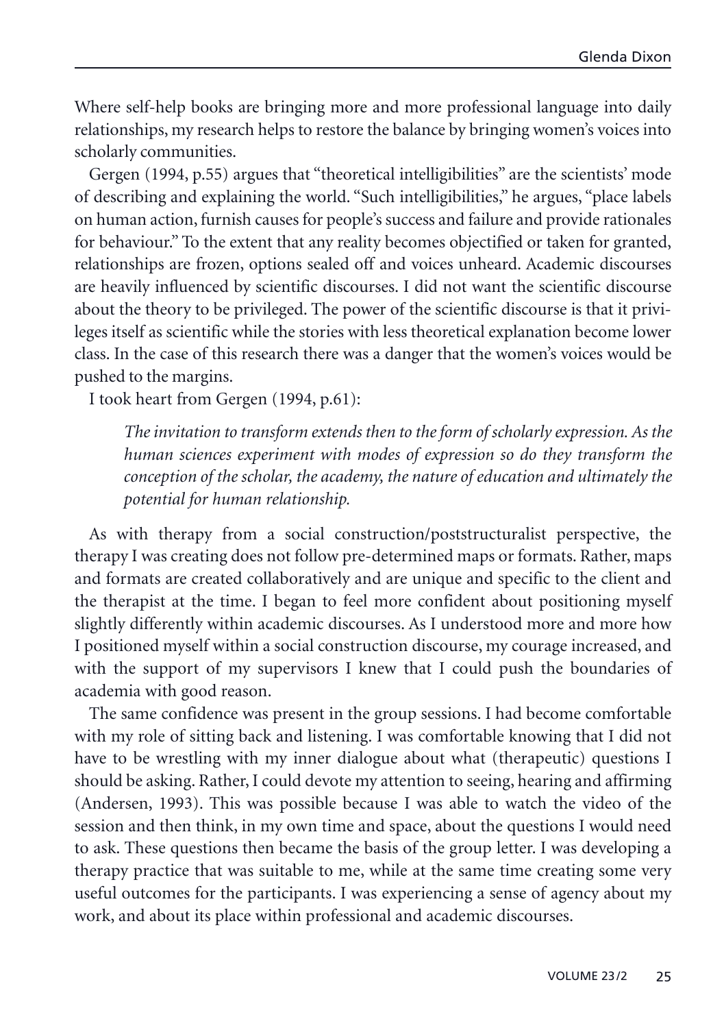Where self-help books are bringing more and more professional language into daily relationships, my research helps to restore the balance by bringing women's voices into scholarly communities.

Gergen (1994, p.55) argues that "theoretical intelligibilities" are the scientists' mode of describing and explaining the world. "Such intelligibilities," he argues, "place labels on human action, furnish causes for people's success and failure and provide rationales for behaviour." To the extent that any reality becomes objectified or taken for granted, relationships are frozen, options sealed off and voices unheard. Academic discourses are heavily influenced by scientific discourses. I did not want the scientific discourse about the theory to be privileged. The power of the scientific discourse is that it privileges itself as scientific while the stories with less theoretical explanation become lower class. In the case of this research there was a danger that the women's voices would be pushed to the margins.

I took heart from Gergen (1994, p.61):

> *The invitation to transform extends then to the form of scholarly expression. As the human sciences experiment with modes of expression so do they transform the conception of the scholar, the academy, the nature of education and ultimately the potential for human relationship.*

As with therapy from a social construction/poststructuralist perspective, the therapy I was creating does not follow pre-determined maps or formats. Rather, maps and formats are created collaboratively and are unique and specific to the client and the therapist at the time. I began to feel more confident about positioning myself slightly differently within academic discourses. As I understood more and more how I positioned myself within a social construction discourse, my courage increased, and with the support of my supervisors I knew that I could push the boundaries of academia with good reason.

The same confidence was present in the group sessions. I had become comfortable with my role of sitting back and listening. I was comfortable knowing that I did not have to be wrestling with my inner dialogue about what (therapeutic) questions I should be asking. Rather, I could devote my attention to seeing, hearing and affirming (Andersen, 1993). This was possible because I was able to watch the video of the session and then think, in my own time and space, about the questions I would need to ask. These questions then became the basis of the group letter. I was developing a therapy practice that was suitable to me, while at the same time creating some very useful outcomes for the participants. I was experiencing a sense of agency about my work, and about its place within professional and academic discourses.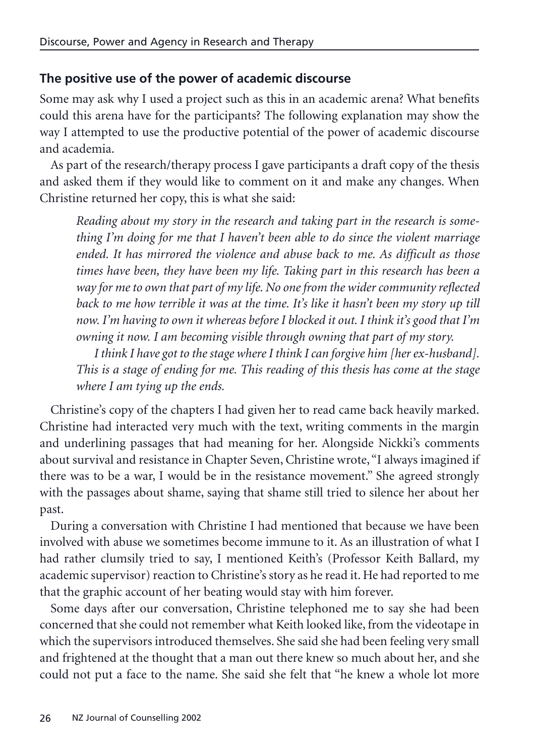## The positive use of the power of academic discourse

Some may ask why I used a project such as this in an academic arena? What benefits could this arena have for the participants? The following explanation may show the way I attempted to use the productive potential of the power of academic discourse and academia.

As part of the research/therapy process I gave participants a draft copy of the thesis and asked them if they would like to comment on it and make any changes. When Christine returned her copy, this is what she said:

> *Reading about my story in the research and taking part in the research is something I'm doing for me that I haven't been able to do since the violent marriage ended. It has mirrored the violence and abuse back to me. As difficult as those times have been, they have been my life. Taking part in this research has been a way for me to own that part of my life. No one from the wider community reflected back to me how terrible it was at the time. It's like it hasn't been my story up till now. I'm having to own it whereas before I blocked it out. I think it's good that I'm owning it now. I am becoming visible through owning that part of my story.*
>
> *I think I have got to the stage where I think I can forgive him [her ex-husband]. This is a stage of ending for me. This reading of this thesis has come at the stage where I am tying up the ends.*

Christine's copy of the chapters I had given her to read came back heavily marked. Christine had interacted very much with the text, writing comments in the margin and underlining passages that had meaning for her. Alongside Nickki's comments about survival and resistance in Chapter Seven, Christine wrote, "I always imagined if there was to be a war, I would be in the resistance movement." She agreed strongly with the passages about shame, saying that shame still tried to silence her about her past.

During a conversation with Christine I had mentioned that because we have been involved with abuse we sometimes become immune to it. As an illustration of what I had rather clumsily tried to say, I mentioned Keith's (Professor Keith Ballard, my academic supervisor) reaction to Christine's story as he read it. He had reported to me that the graphic account of her beating would stay with him forever.

Some days after our conversation, Christine telephoned me to say she had been concerned that she could not remember what Keith looked like, from the videotape in which the supervisors introduced themselves. She said she had been feeling very small and frightened at the thought that a man out there knew so much about her, and she could not put a face to the name. She said she felt that "he knew a whole lot more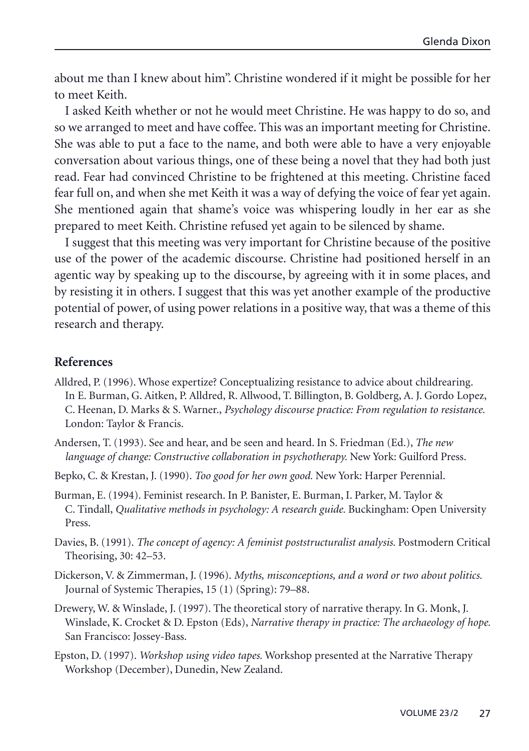about me than I knew about him". Christine wondered if it might be possible for her to meet Keith.

I asked Keith whether or not he would meet Christine. He was happy to do so, and so we arranged to meet and have coffee. This was an important meeting for Christine. She was able to put a face to the name, and both were able to have a very enjoyable conversation about various things, one of these being a novel that they had both just read. Fear had convinced Christine to be frightened at this meeting. Christine faced fear full on, and when she met Keith it was a way of defying the voice of fear yet again. She mentioned again that shame's voice was whispering loudly in her ear as she prepared to meet Keith. Christine refused yet again to be silenced by shame.

I suggest that this meeting was very important for Christine because of the positive use of the power of the academic discourse. Christine had positioned herself in an agentic way by speaking up to the discourse, by agreeing with it in some places, and by resisting it in others. I suggest that this was yet another example of the productive potential of power, of using power relations in a positive way, that was a theme of this research and therapy.

## References

Alldred, P. (1996). Whose expertize? Conceptualizing resistance to advice about childrearing. In E. Burman, G. Aitken, P. Alldred, R. Allwood, T. Billington, B. Goldberg, A. J. Gordo Lopez, C. Heenan, D. Marks & S. Warner., *Psychology discourse practice: From regulation to resistance.* London: Taylor & Francis.

Andersen, T. (1993). See and hear, and be seen and heard. In S. Friedman (Ed.), *The new language of change: Constructive collaboration in psychotherapy.* New York: Guilford Press.

Bepko, C. & Krestan, J. (1990). *Too good for her own good.* New York: Harper Perennial.

Burman, E. (1994). Feminist research. In P. Banister, E. Burman, I. Parker, M. Taylor & C. Tindall, *Qualitative methods in psychology: A research guide.* Buckingham: Open University Press.

Davies, B. (1991). *The concept of agency: A feminist poststructuralist analysis.* Postmodern Critical Theorising, 30: 42–53.

Dickerson, V. & Zimmerman, J. (1996). *Myths, misconceptions, and a word or two about politics.* Journal of Systemic Therapies, 15 (1) (Spring): 79–88.

Drewery, W. & Winslade, J. (1997). The theoretical story of narrative therapy. In G. Monk, J. Winslade, K. Crocket & D. Epston (Eds), *Narrative therapy in practice: The archaeology of hope.* San Francisco: Jossey-Bass.

Epston, D. (1997). *Workshop using video tapes.* Workshop presented at the Narrative Therapy Workshop (December), Dunedin, New Zealand.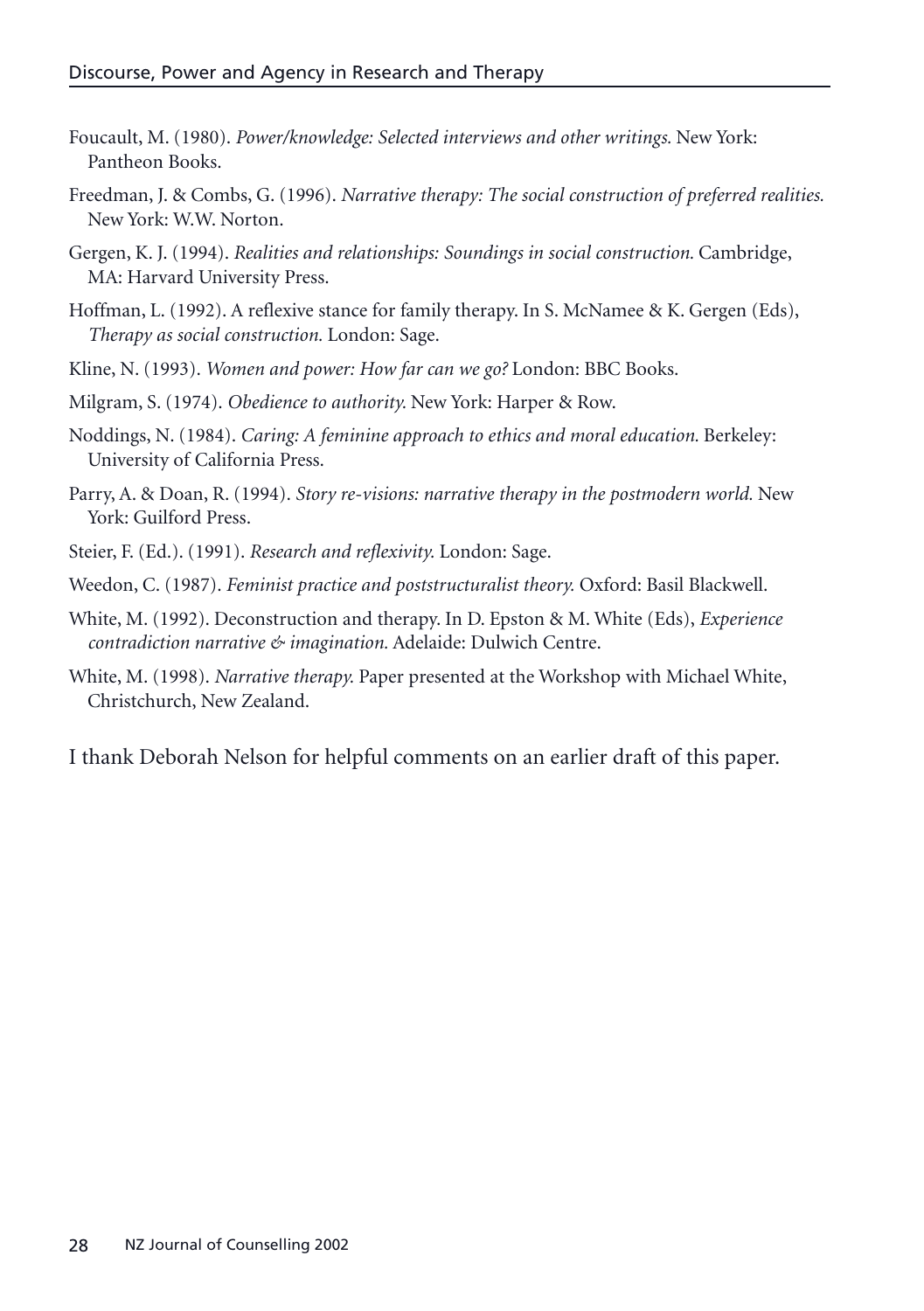Foucault, M. (1980). *Power/knowledge: Selected interviews and other writings.* New York: Pantheon Books.

Freedman, J. & Combs, G. (1996). *Narrative therapy: The social construction of preferred realities.* New York: W.W. Norton.

Gergen, K. J. (1994). *Realities and relationships: Soundings in social construction.* Cambridge, MA: Harvard University Press.

Hoffman, L. (1992). A reflexive stance for family therapy. In S. McNamee & K. Gergen (Eds), *Therapy as social construction.* London: Sage.

Kline, N. (1993). *Women and power: How far can we go?* London: BBC Books.

Milgram, S. (1974). *Obedience to authority.* New York: Harper & Row.

Noddings, N. (1984). *Caring: A feminine approach to ethics and moral education.* Berkeley: University of California Press.

Parry, A. & Doan, R. (1994). *Story re-visions: narrative therapy in the postmodern world.* New York: Guilford Press.

Steier, F. (Ed.). (1991). *Research and reflexivity.* London: Sage.

Weedon, C. (1987). *Feminist practice and poststructuralist theory.* Oxford: Basil Blackwell.

White, M. (1992). Deconstruction and therapy. In D. Epston & M. White (Eds), *Experience contradiction narrative & imagination.* Adelaide: Dulwich Centre.

White, M. (1998). *Narrative therapy.* Paper presented at the Workshop with Michael White, Christchurch, New Zealand.

I thank Deborah Nelson for helpful comments on an earlier draft of this paper.